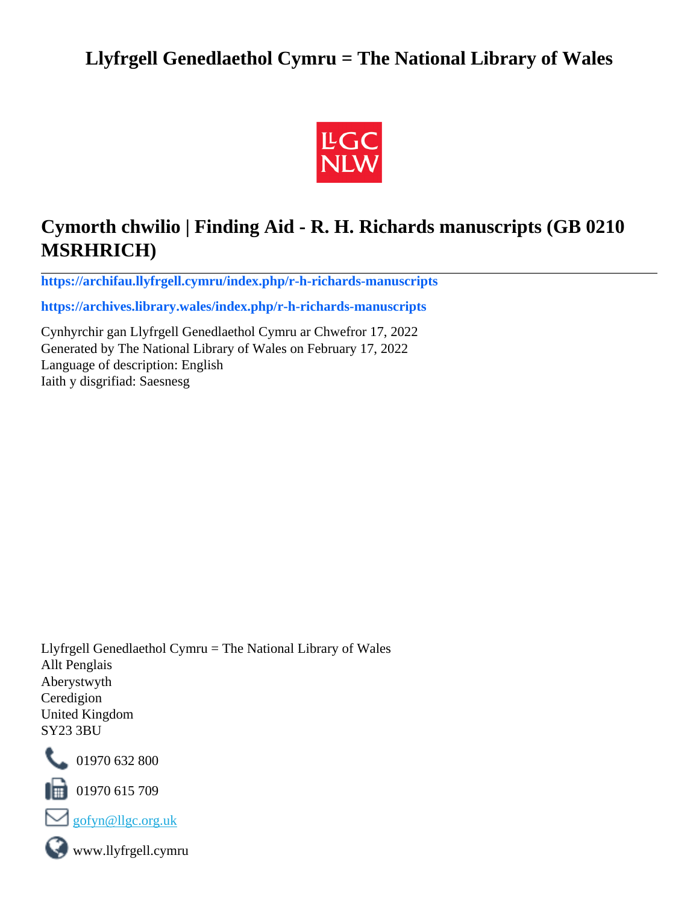# Llyfrgell Genedlaethol Cymru = The National Library of Wales

LLGC
NLW

## Cymorth chwilio | Finding Aid - R. H. Richards manuscripts (GB 0210 MSRHRICH)

---

**https://archifau.llyfrgell.cymru/index.php/r-h-richards-manuscripts**

**https://archives.library.wales/index.php/r-h-richards-manuscripts**

Cynhyrchir gan Llyfrgell Genedlaethol Cymru ar Chwefror 17, 2022
Generated by The National Library of Wales on February 17, 2022
Language of description: English
Iaith y disgrifiad: Saesnesg

Llyfrgell Genedlaethol Cymru = The National Library of Wales
Allt Penglais
Aberystwyth
Ceredigion
United Kingdom
SY23 3BU

01970 632 800

01970 615 709

gofyn@llgc.org.uk

www.llyfrgell.cymru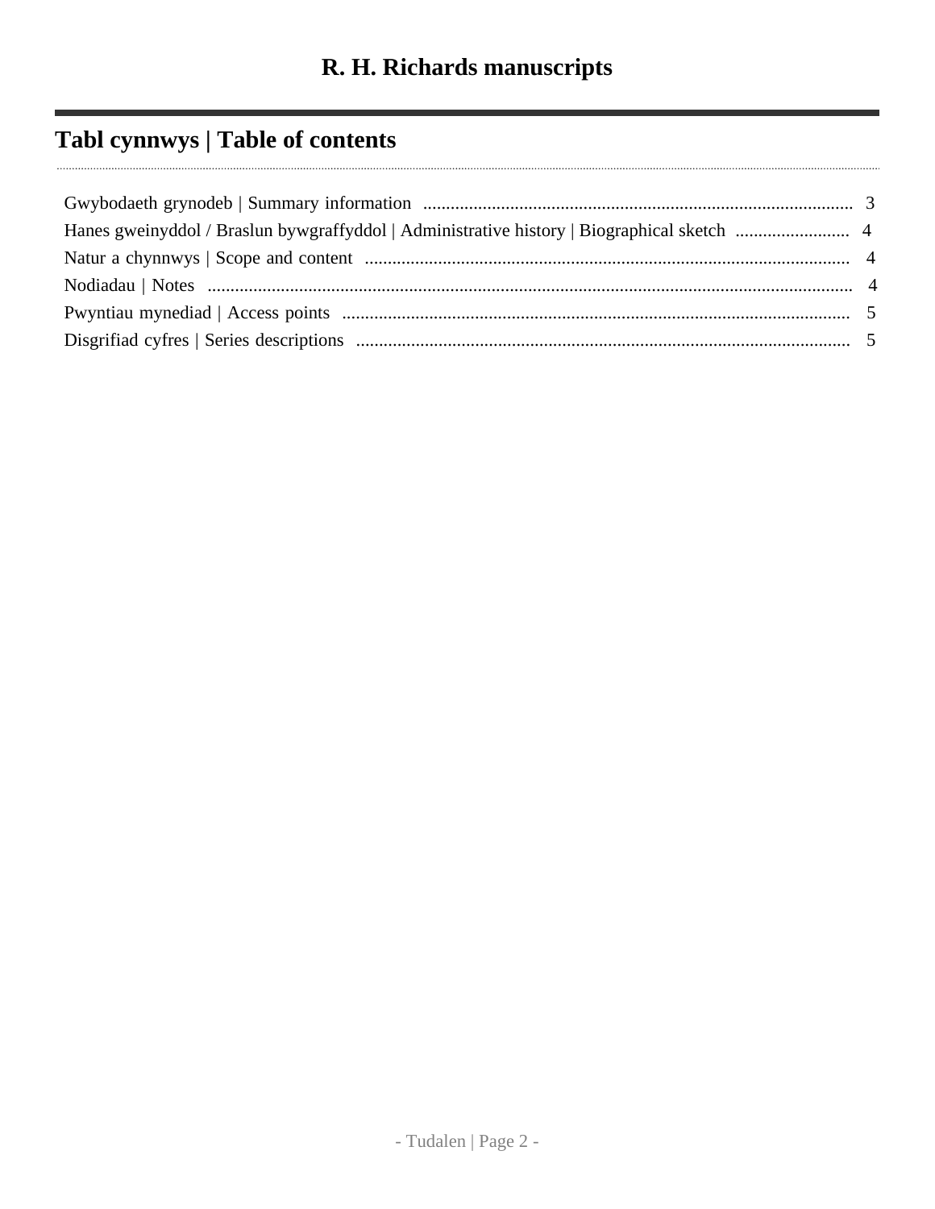# R. H. Richards manuscripts

## Tabl cynnwys | Table of contents

- Gwybodaeth grynodeb | Summary information .... 3
- Hanes gweinyddol / Braslun bywgraffyddol | Administrative history | Biographical sketch .... 4
- Natur a chynnwys | Scope and content .... 4
- Nodiadau | Notes .... 4
- Pwyntiau mynediad | Access points .... 5
- Disgrifiad cyfres | Series descriptions .... 5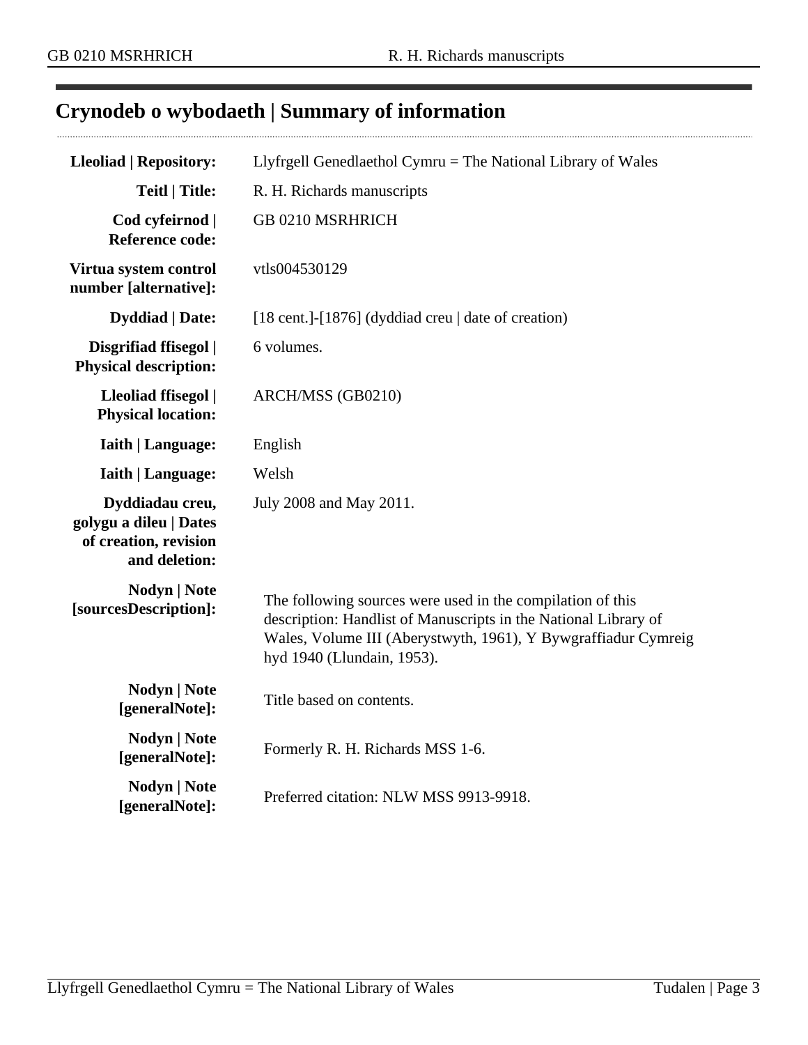## Crynodeb o wybodaeth | Summary of information

| | |
|---|---|
| **Lleoliad \| Repository:** | Llyfrgell Genedlaethol Cymru = The National Library of Wales |
| **Teitl \| Title:** | R. H. Richards manuscripts |
| **Cod cyfeirnod \| Reference code:** | GB 0210 MSRHRICH |
| **Virtua system control number [alternative]:** | vtls004530129 |
| **Dyddiad \| Date:** | [18 cent.]-[1876] (dyddiad creu \| date of creation) |
| **Disgrifiad ffisegol \| Physical description:** | 6 volumes. |
| **Lleoliad ffisegol \| Physical location:** | ARCH/MSS (GB0210) |
| **Iaith \| Language:** | English |
| **Iaith \| Language:** | Welsh |
| **Dyddiadau creu, golygu a dileu \| Dates of creation, revision and deletion:** | July 2008 and May 2011. |
| **Nodyn \| Note [sourcesDescription]:** | The following sources were used in the compilation of this description: Handlist of Manuscripts in the National Library of Wales, Volume III (Aberystwyth, 1961), Y Bywgraffiadur Cymreig hyd 1940 (Llundain, 1953). |
| **Nodyn \| Note [generalNote]:** | Title based on contents. |
| **Nodyn \| Note [generalNote]:** | Formerly R. H. Richards MSS 1-6. |
| **Nodyn \| Note [generalNote]:** | Preferred citation: NLW MSS 9913-9918. |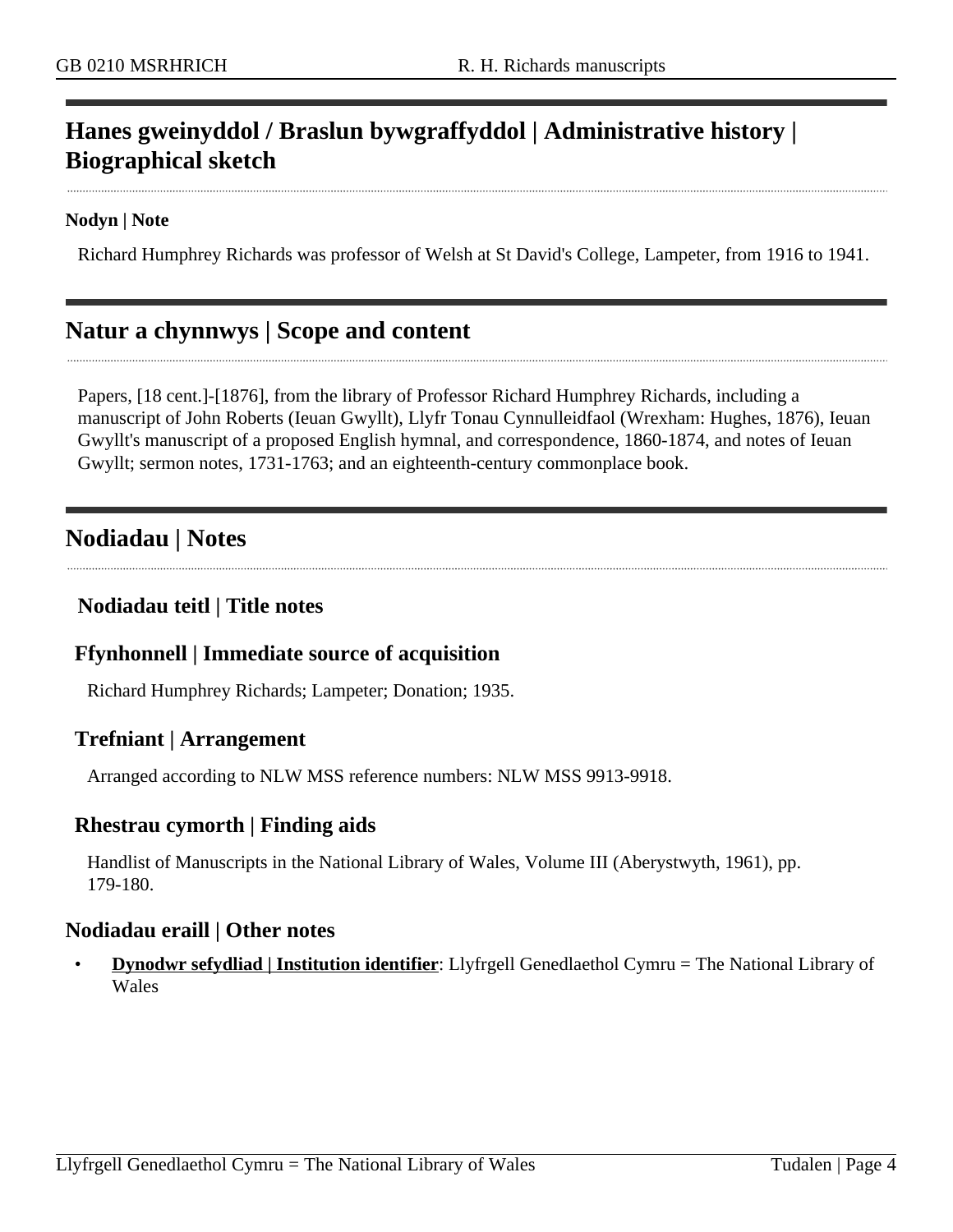## Hanes gweinyddol / Braslun bywgraffyddol | Administrative history | Biographical sketch

**Nodyn | Note**

Richard Humphrey Richards was professor of Welsh at St David's College, Lampeter, from 1916 to 1941.

## Natur a chynnwys | Scope and content

Papers, [18 cent.]-[1876], from the library of Professor Richard Humphrey Richards, including a manuscript of John Roberts (Ieuan Gwyllt), Llyfr Tonau Cynnulleidfaol (Wrexham: Hughes, 1876), Ieuan Gwyllt's manuscript of a proposed English hymnal, and correspondence, 1860-1874, and notes of Ieuan Gwyllt; sermon notes, 1731-1763; and an eighteenth-century commonplace book.

## Nodiadau | Notes

### Nodiadau teitl | Title notes

### Ffynhonnell | Immediate source of acquisition

Richard Humphrey Richards; Lampeter; Donation; 1935.

### Trefniant | Arrangement

Arranged according to NLW MSS reference numbers: NLW MSS 9913-9918.

### Rhestrau cymorth | Finding aids

Handlist of Manuscripts in the National Library of Wales, Volume III (Aberystwyth, 1961), pp. 179-180.

### Nodiadau eraill | Other notes

- **Dynodwr sefydliad | Institution identifier**: Llyfrgell Genedlaethol Cymru = The National Library of Wales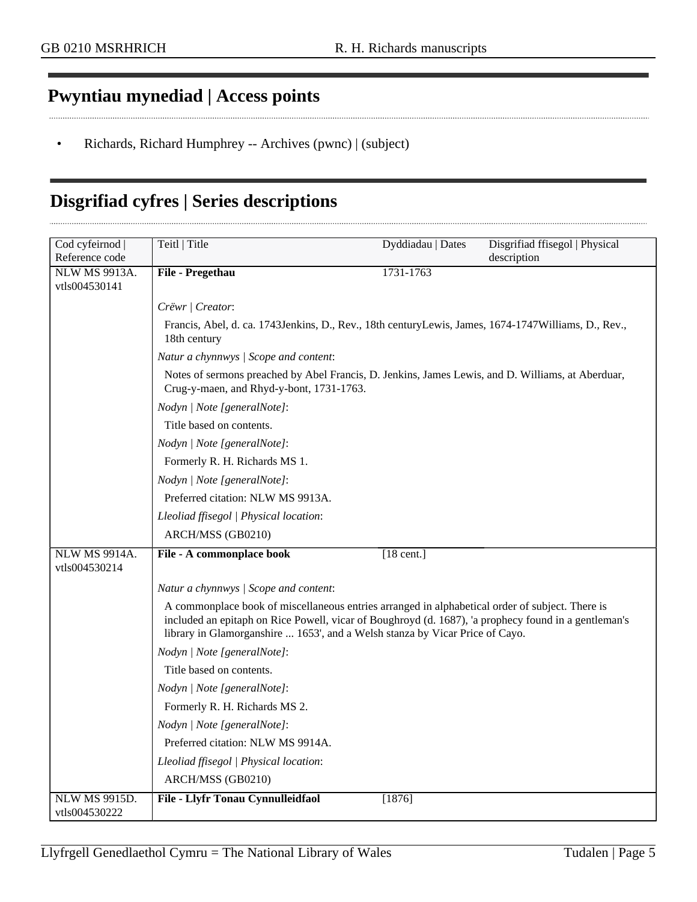## Pwyntiau mynediad | Access points

- Richards, Richard Humphrey -- Archives (pwnc) | (subject)

## Disgrifiad cyfres | Series descriptions

| Cod cyfeirnod \| Reference code | Teitl \| Title | Dyddiadau \| Dates | Disgrifiad ffisegol \| Physical description |
|---|---|---|---|
| NLW MS 9913A. vtls004530141 | **File - Pregethau** | 1731-1763 | |
| | *Crëwr \| Creator*: Francis, Abel, d. ca. 1743Jenkins, D., Rev., 18th centuryLewis, James, 1674-1747Williams, D., Rev., 18th century | | |
| | *Natur a chynnwys \| Scope and content*: Notes of sermons preached by Abel Francis, D. Jenkins, James Lewis, and D. Williams, at Aberduar, Crug-y-maen, and Rhyd-y-bont, 1731-1763. | | |
| | *Nodyn \| Note [generalNote]*: Title based on contents. | | |
| | *Nodyn \| Note [generalNote]*: Formerly R. H. Richards MS 1. | | |
| | *Nodyn \| Note [generalNote]*: Preferred citation: NLW MS 9913A. | | |
| | *Lleoliad ffisegol \| Physical location*: ARCH/MSS (GB0210) | | |
| NLW MS 9914A. vtls004530214 | **File - A commonplace book** | [18 cent.] | |
| | *Natur a chynnwys \| Scope and content*: A commonplace book of miscellaneous entries arranged in alphabetical order of subject. There is included an epitaph on Rice Powell, vicar of Boughroyd (d. 1687), 'a prophecy found in a gentleman's library in Glamorganshire ... 1653', and a Welsh stanza by Vicar Price of Cayo. | | |
| | *Nodyn \| Note [generalNote]*: Title based on contents. | | |
| | *Nodyn \| Note [generalNote]*: Formerly R. H. Richards MS 2. | | |
| | *Nodyn \| Note [generalNote]*: Preferred citation: NLW MS 9914A. | | |
| | *Lleoliad ffisegol \| Physical location*: ARCH/MSS (GB0210) | | |
| NLW MS 9915D. vtls004530222 | **File - Llyfr Tonau Cynnulleidfaol** | [1876] | |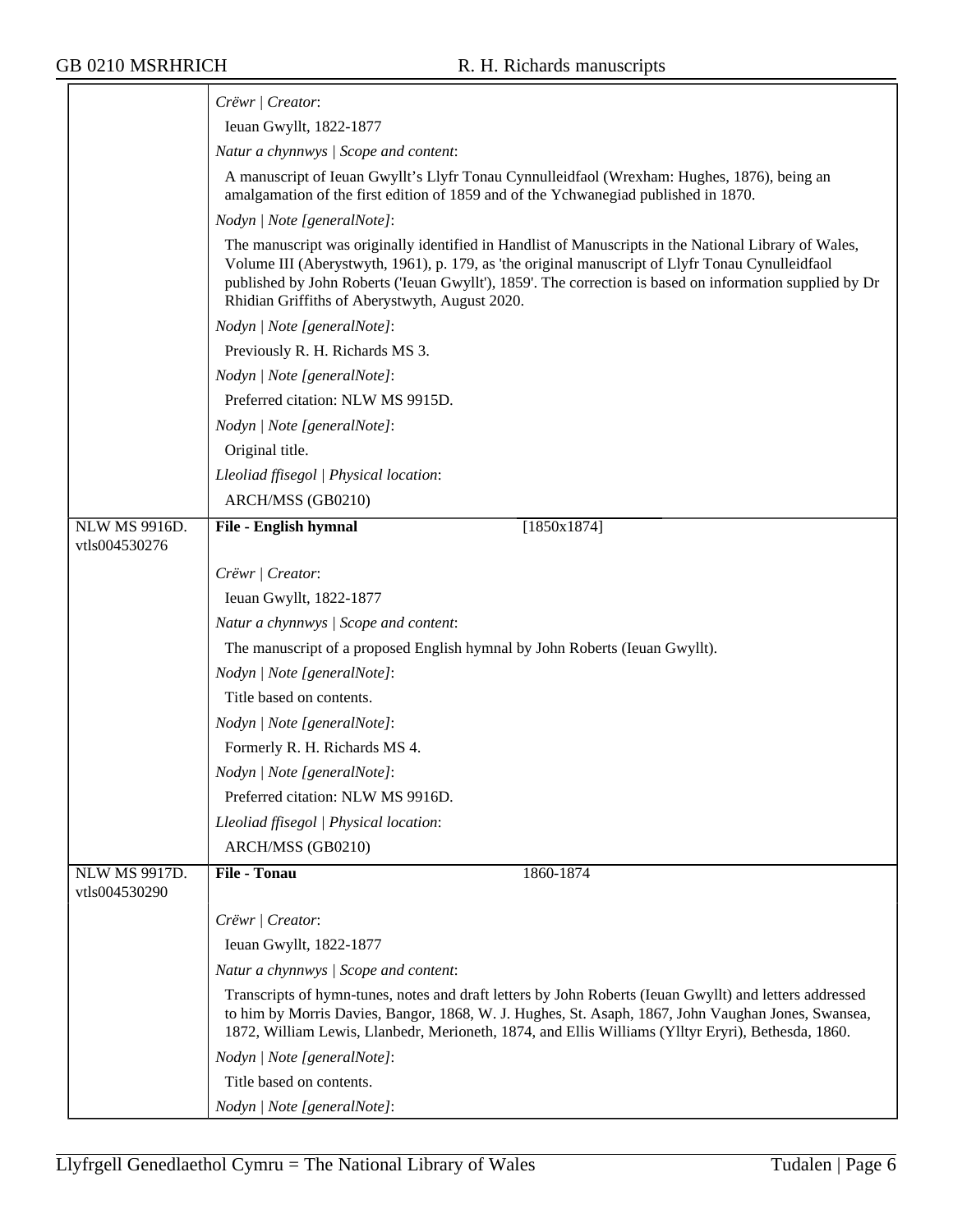*Crëwr | Creator*:

Ieuan Gwyllt, 1822-1877

*Natur a chynnwys | Scope and content*:

A manuscript of Ieuan Gwyllt's Llyfr Tonau Cynnulleidfaol (Wrexham: Hughes, 1876), being an amalgamation of the first edition of 1859 and of the Ychwanegiad published in 1870.

*Nodyn | Note [generalNote]*:

The manuscript was originally identified in Handlist of Manuscripts in the National Library of Wales, Volume III (Aberystwyth, 1961), p. 179, as 'the original manuscript of Llyfr Tonau Cynulleidfaol published by John Roberts ('Ieuan Gwyllt'), 1859'. The correction is based on information supplied by Dr Rhidian Griffiths of Aberystwyth, August 2020.

*Nodyn | Note [generalNote]*:

Previously R. H. Richards MS 3.

*Nodyn | Note [generalNote]*:

Preferred citation: NLW MS 9915D.

*Nodyn | Note [generalNote]*:

Original title.

*Lleoliad ffisegol | Physical location*:

ARCH/MSS (GB0210)

---

NLW MS 9916D. vtls004530276

**File - English hymnal** [1850x1874]

*Crëwr | Creator*:

Ieuan Gwyllt, 1822-1877

*Natur a chynnwys | Scope and content*:

The manuscript of a proposed English hymnal by John Roberts (Ieuan Gwyllt).

*Nodyn | Note [generalNote]*:

Title based on contents.

*Nodyn | Note [generalNote]*:

Formerly R. H. Richards MS 4.

*Nodyn | Note [generalNote]*:

Preferred citation: NLW MS 9916D.

*Lleoliad ffisegol | Physical location*:

ARCH/MSS (GB0210)

---

NLW MS 9917D. vtls004530290

**File - Tonau** 1860-1874

*Crëwr | Creator*:

Ieuan Gwyllt, 1822-1877

*Natur a chynnwys | Scope and content*:

Transcripts of hymn-tunes, notes and draft letters by John Roberts (Ieuan Gwyllt) and letters addressed to him by Morris Davies, Bangor, 1868, W. J. Hughes, St. Asaph, 1867, John Vaughan Jones, Swansea, 1872, William Lewis, Llanbedr, Merioneth, 1874, and Ellis Williams (Ylltyr Eryri), Bethesda, 1860.

*Nodyn | Note [generalNote]*:

Title based on contents.

*Nodyn | Note [generalNote]*: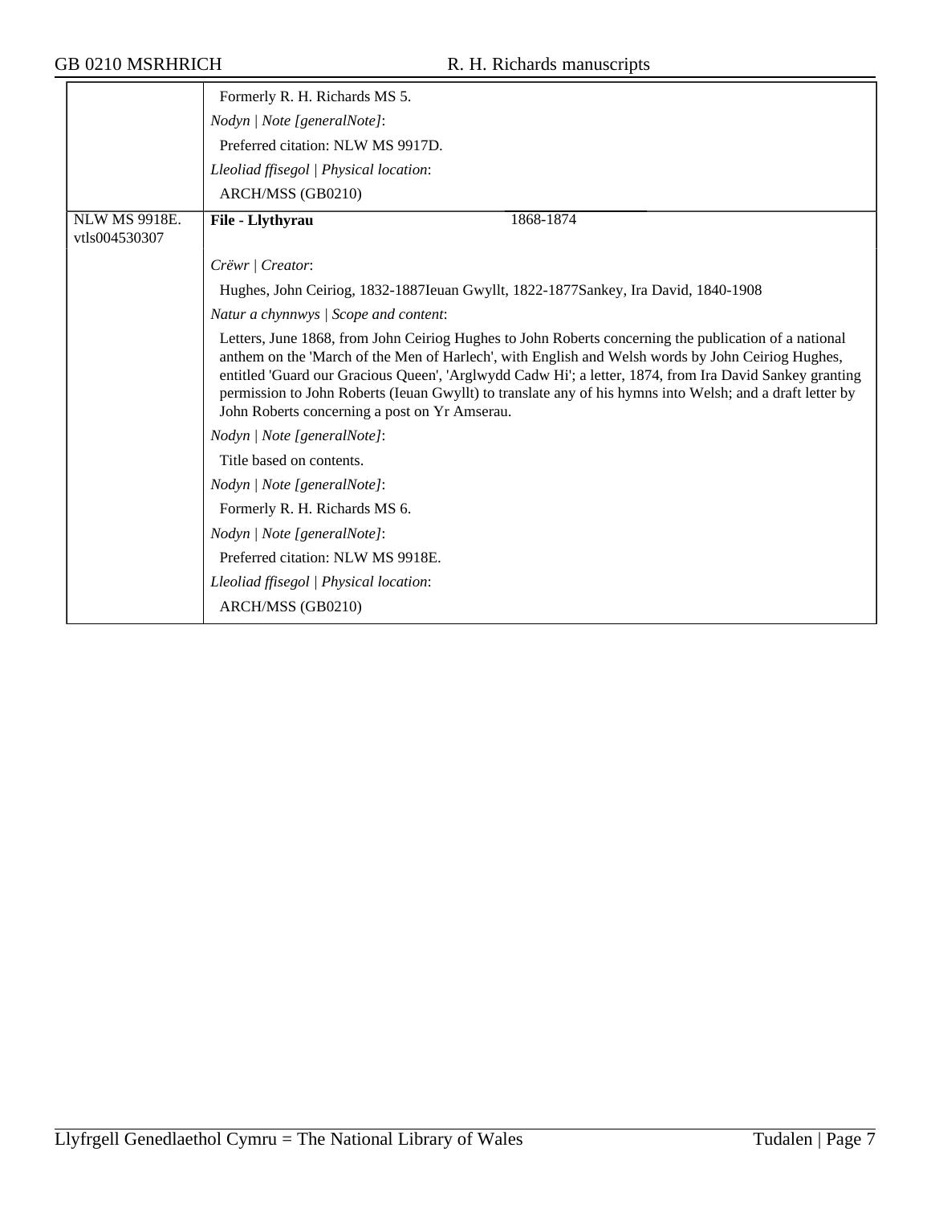| | |
|---|---|
| | Formerly R. H. Richards MS 5.<br>*Nodyn \| Note [generalNote]*:<br>Preferred citation: NLW MS 9917D.<br>*Lleoliad ffisegol \| Physical location*:<br>ARCH/MSS (GB0210) |
| NLW MS 9918E. vtls004530307 | **File - Llythyrau** 1868-1874<br><br>*Crëwr \| Creator*:<br>Hughes, John Ceiriog, 1832-1887Ieuan Gwyllt, 1822-1877Sankey, Ira David, 1840-1908<br>*Natur a chynnwys \| Scope and content*:<br>Letters, June 1868, from John Ceiriog Hughes to John Roberts concerning the publication of a national anthem on the 'March of the Men of Harlech', with English and Welsh words by John Ceiriog Hughes, entitled 'Guard our Gracious Queen', 'Arglwydd Cadw Hi'; a letter, 1874, from Ira David Sankey granting permission to John Roberts (Ieuan Gwyllt) to translate any of his hymns into Welsh; and a draft letter by John Roberts concerning a post on Yr Amserau.<br>*Nodyn \| Note [generalNote]*:<br>Title based on contents.<br>*Nodyn \| Note [generalNote]*:<br>Formerly R. H. Richards MS 6.<br>*Nodyn \| Note [generalNote]*:<br>Preferred citation: NLW MS 9918E.<br>*Lleoliad ffisegol \| Physical location*:<br>ARCH/MSS (GB0210) |